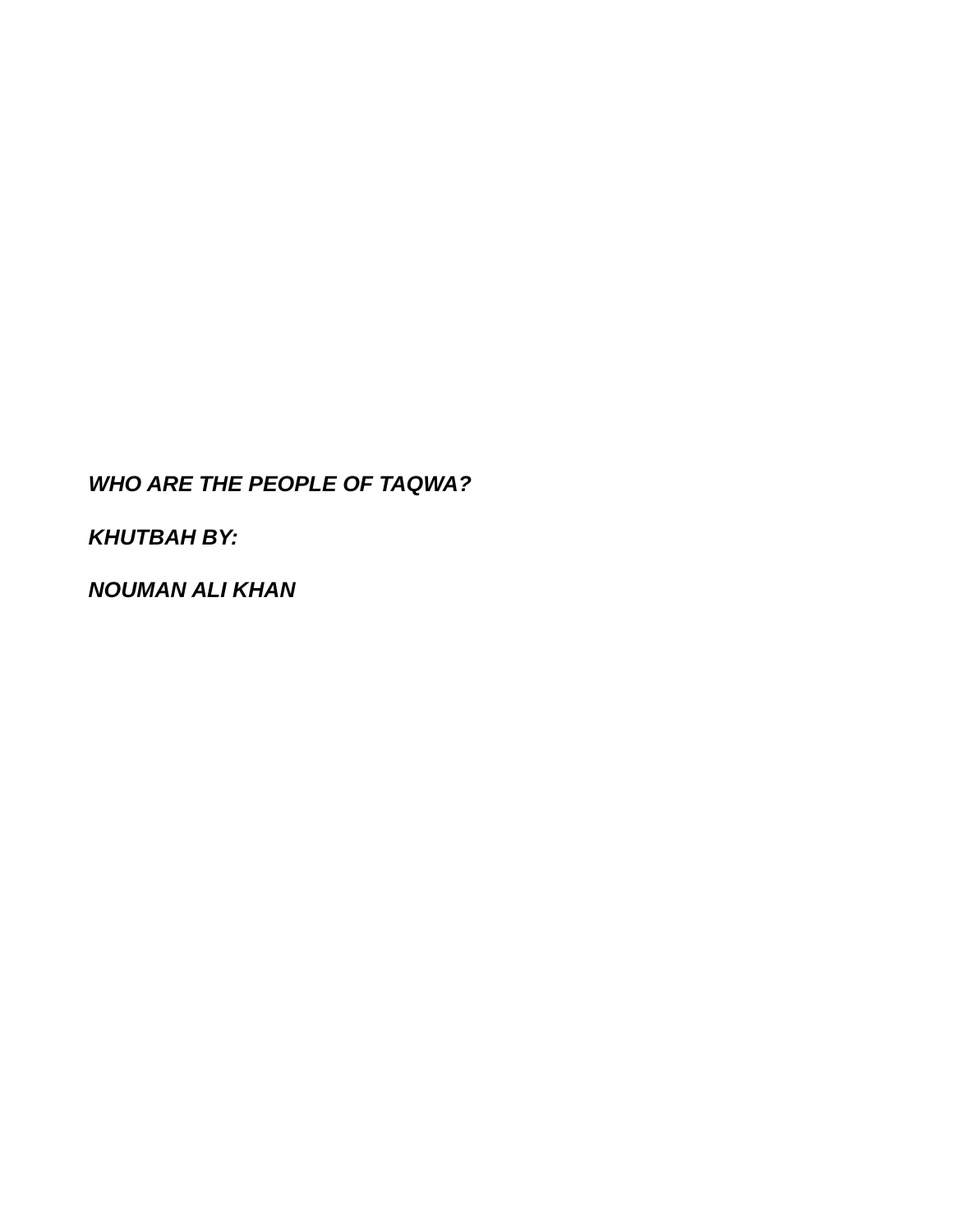***WHO ARE THE PEOPLE OF TAQWA?***

***KHUTBAH BY:***

***NOUMAN ALI KHAN***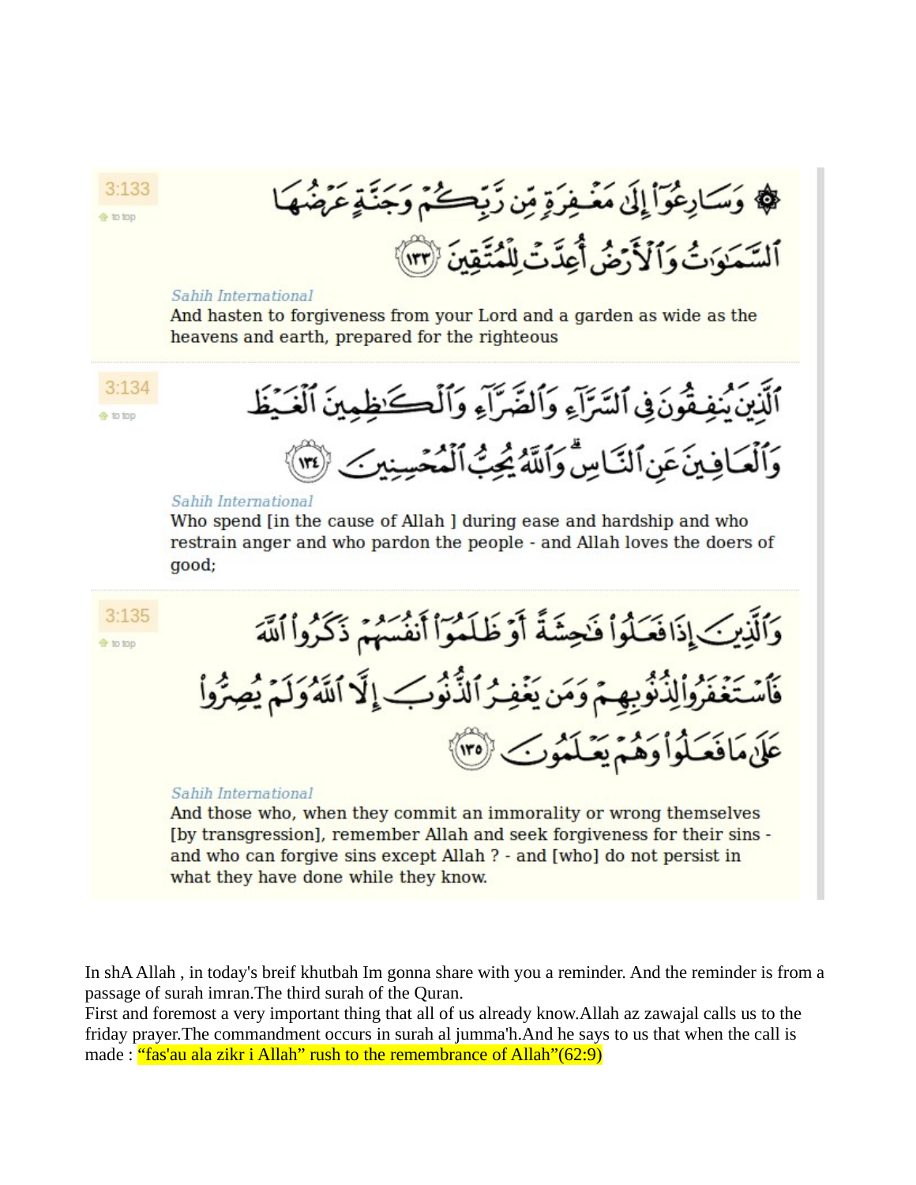3:133

۞ وَسَارِعُوٓا۟ إِلَىٰ مَغْفِرَةٍ مِّن رَّبِّكُمْ وَجَنَّةٍ عَرْضُهَا ٱلسَّمَـٰوَٰتُ وَٱلْأَرْضُ أُعِدَّتْ لِلْمُتَّقِينَ ﴿١٣٣﴾

*Sahih International*

And hasten to forgiveness from your Lord and a garden as wide as the heavens and earth, prepared for the righteous

3:134

ٱلَّذِينَ يُنفِقُونَ فِى ٱلسَّرَّآءِ وَٱلضَّرَّآءِ وَٱلْكَـٰظِمِينَ ٱلْغَيْظَ وَٱلْعَافِينَ عَنِ ٱلنَّاسِ ۗ وَٱللَّهُ يُحِبُّ ٱلْمُحْسِنِينَ ﴿١٣٤﴾

*Sahih International*

Who spend [in the cause of Allah ] during ease and hardship and who restrain anger and who pardon the people - and Allah loves the doers of good;

3:135

وَٱلَّذِينَ إِذَا فَعَلُوا۟ فَـٰحِشَةً أَوْ ظَلَمُوٓا۟ أَنفُسَهُمْ ذَكَرُوا۟ ٱللَّهَ فَٱسْتَغْفَرُوا۟ لِذُنُوبِهِمْ وَمَن يَغْفِرُ ٱلذُّنُوبَ إِلَّا ٱللَّهُ وَلَمْ يُصِرُّوا۟ عَلَىٰ مَا فَعَلُوا۟ وَهُمْ يَعْلَمُونَ ﴿١٣٥﴾

*Sahih International*

And those who, when they commit an immorality or wrong themselves [by transgression], remember Allah and seek forgiveness for their sins - and who can forgive sins except Allah ? - and [who] do not persist in what they have done while they know.

In shA Allah , in today's breif khutbah Im gonna share with you a reminder. And the reminder is from a passage of surah imran.The third surah of the Quran.

First and foremost a very important thing that all of us already know.Allah az zawajal calls us to the friday prayer.The commandment occurs in surah al jumma'h.And he says to us that when the call is made : "fas'au ala zikr i Allah" rush to the remembrance of Allah"(62:9)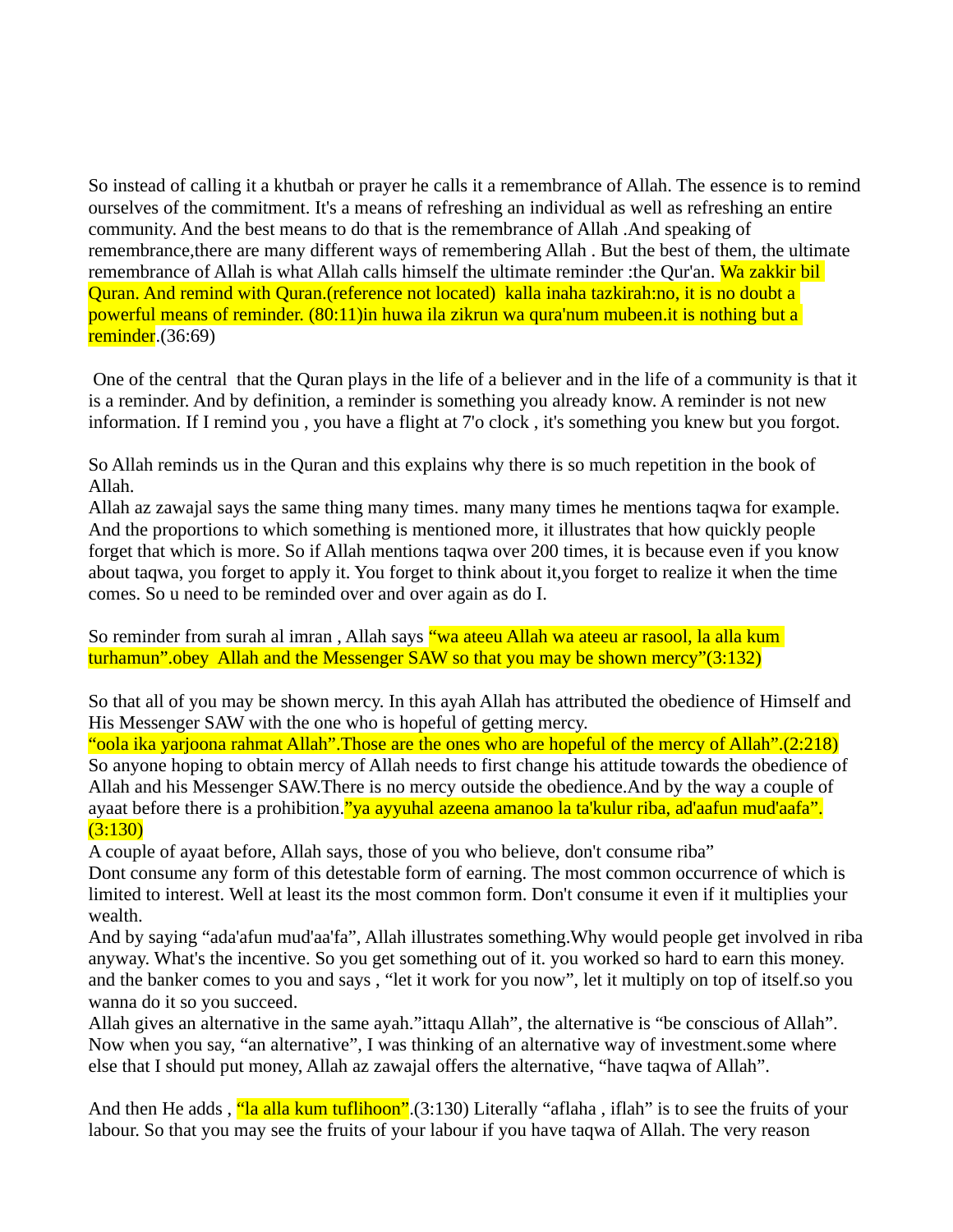So instead of calling it a khutbah or prayer he calls it a remembrance of Allah. The essence is to remind ourselves of the commitment. It's a means of refreshing an individual as well as refreshing an entire community. And the best means to do that is the remembrance of Allah .And speaking of remembrance,there are many different ways of remembering Allah . But the best of them, the ultimate remembrance of Allah is what Allah calls himself the ultimate reminder :the Qur'an. Wa zakkir bil Quran. And remind with Quran.(reference not located) kalla inaha tazkirah:no, it is no doubt a powerful means of reminder. (80:11)in huwa ila zikrun wa qura'num mubeen.it is nothing but a reminder.(36:69)

One of the central that the Quran plays in the life of a believer and in the life of a community is that it is a reminder. And by definition, a reminder is something you already know. A reminder is not new information. If I remind you , you have a flight at 7'o clock , it's something you knew but you forgot.

So Allah reminds us in the Quran and this explains why there is so much repetition in the book of Allah.
Allah az zawajal says the same thing many times. many many times he mentions taqwa for example. And the proportions to which something is mentioned more, it illustrates that how quickly people forget that which is more. So if Allah mentions taqwa over 200 times, it is because even if you know about taqwa, you forget to apply it. You forget to think about it,you forget to realize it when the time comes. So u need to be reminded over and over again as do I.

So reminder from surah al imran , Allah says “wa ateeu Allah wa ateeu ar rasool, la alla kum turhamun”.obey Allah and the Messenger SAW so that you may be shown mercy”(3:132)

So that all of you may be shown mercy. In this ayah Allah has attributed the obedience of Himself and His Messenger SAW with the one who is hopeful of getting mercy.
“oola ika yarjoona rahmat Allah”.Those are the ones who are hopeful of the mercy of Allah”.(2:218)
So anyone hoping to obtain mercy of Allah needs to first change his attitude towards the obedience of Allah and his Messenger SAW.There is no mercy outside the obedience.And by the way a couple of ayaat before there is a prohibition.”ya ayyuhal azeena amanoo la ta'kulur riba, ad'aafun mud'aafa”.(3:130)
A couple of ayaat before, Allah says, those of you who believe, don't consume riba”
Dont consume any form of this detestable form of earning. The most common occurrence of which is limited to interest. Well at least its the most common form. Don't consume it even if it multiplies your wealth.
And by saying “ada'afun mud'aa'fa”, Allah illustrates something.Why would people get involved in riba anyway. What's the incentive. So you get something out of it. you worked so hard to earn this money. and the banker comes to you and says , “let it work for you now”, let it multiply on top of itself.so you wanna do it so you succeed.
Allah gives an alternative in the same ayah.”ittaqu Allah”, the alternative is “be conscious of Allah”. Now when you say, “an alternative”, I was thinking of an alternative way of investment.some where else that I should put money, Allah az zawajal offers the alternative, “have taqwa of Allah”.

And then He adds , “la alla kum tuflihoon”.(3:130) Literally “aflaha , iflah” is to see the fruits of your labour. So that you may see the fruits of your labour if you have taqwa of Allah. The very reason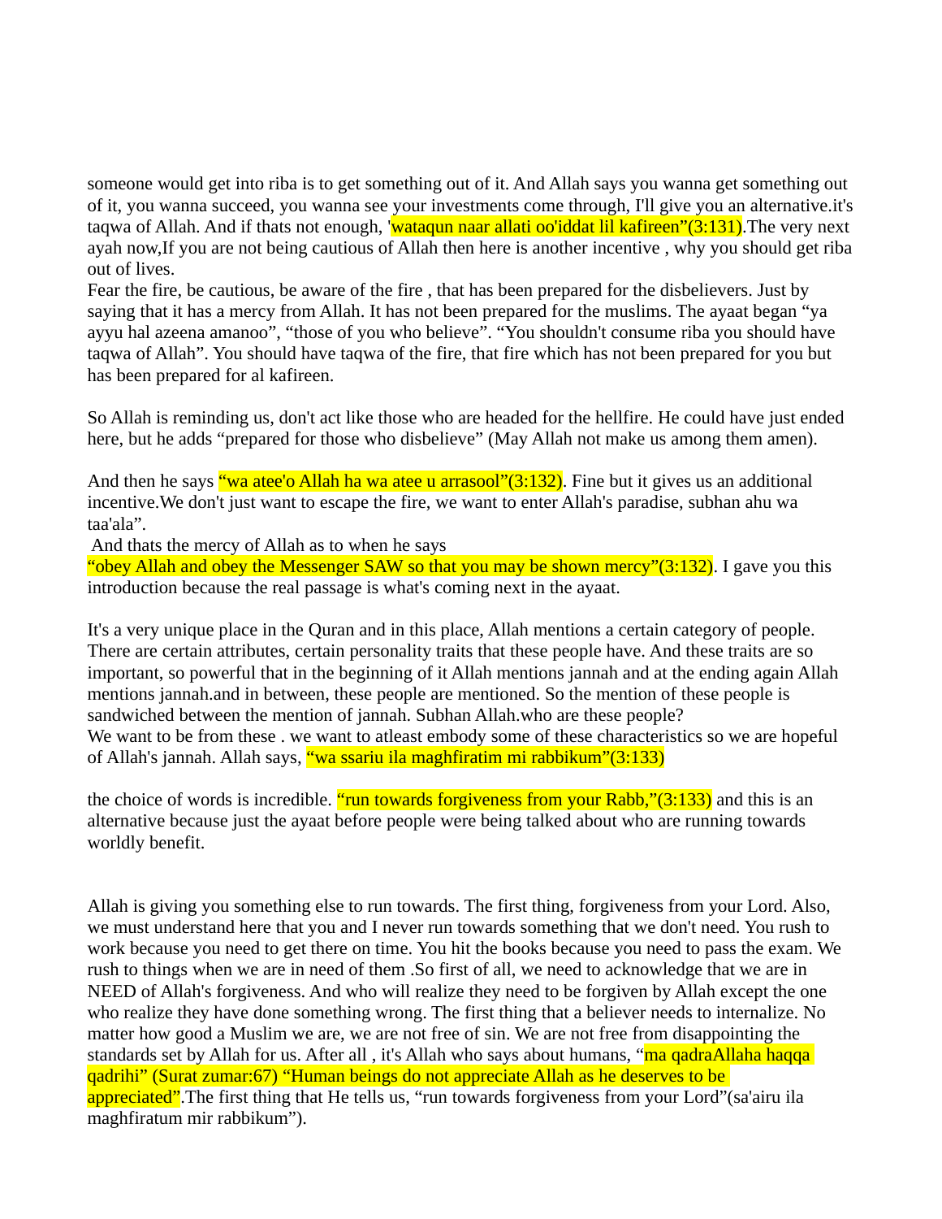someone would get into riba is to get something out of it. And Allah says you wanna get something out of it, you wanna succeed, you wanna see your investments come through, I'll give you an alternative.it's taqwa of Allah. And if thats not enough, 'wataqun naar allati oo'iddat lil kafireen"(3:131).The very next ayah now,If you are not being cautious of Allah then here is another incentive , why you should get riba out of lives.

Fear the fire, be cautious, be aware of the fire , that has been prepared for the disbelievers. Just by saying that it has a mercy from Allah. It has not been prepared for the muslims. The ayaat began "ya ayyu hal azeena amanoo", "those of you who believe". "You shouldn't consume riba you should have taqwa of Allah". You should have taqwa of the fire, that fire which has not been prepared for you but has been prepared for al kafireen.

So Allah is reminding us, don't act like those who are headed for the hellfire. He could have just ended here, but he adds "prepared for those who disbelieve" (May Allah not make us among them amen).

And then he says "wa atee'o Allah ha wa atee u arrasool"(3:132). Fine but it gives us an additional incentive.We don't just want to escape the fire, we want to enter Allah's paradise, subhan ahu wa taa'ala".

And thats the mercy of Allah as to when he says "obey Allah and obey the Messenger SAW so that you may be shown mercy"(3:132). I gave you this introduction because the real passage is what's coming next in the ayaat.

It's a very unique place in the Quran and in this place, Allah mentions a certain category of people. There are certain attributes, certain personality traits that these people have. And these traits are so important, so powerful that in the beginning of it Allah mentions jannah and at the ending again Allah mentions jannah.and in between, these people are mentioned. So the mention of these people is sandwiched between the mention of jannah. Subhan Allah.who are these people?

We want to be from these . we want to atleast embody some of these characteristics so we are hopeful of Allah's jannah. Allah says, "wa ssariu ila maghfiratim mi rabbikum"(3:133)

the choice of words is incredible. "run towards forgiveness from your Rabb,"(3:133) and this is an alternative because just the ayaat before people were being talked about who are running towards worldly benefit.

Allah is giving you something else to run towards. The first thing, forgiveness from your Lord. Also, we must understand here that you and I never run towards something that we don't need. You rush to work because you need to get there on time. You hit the books because you need to pass the exam. We rush to things when we are in need of them .So first of all, we need to acknowledge that we are in NEED of Allah's forgiveness. And who will realize they need to be forgiven by Allah except the one who realize they have done something wrong. The first thing that a believer needs to internalize. No matter how good a Muslim we are, we are not free of sin. We are not free from disappointing the standards set by Allah for us. After all , it's Allah who says about humans, "ma qadraAllaha haqqa qadrihi" (Surat zumar:67) "Human beings do not appreciate Allah as he deserves to be appreciated".The first thing that He tells us, "run towards forgiveness from your Lord"(sa'airu ila maghfiratum mir rabbikum").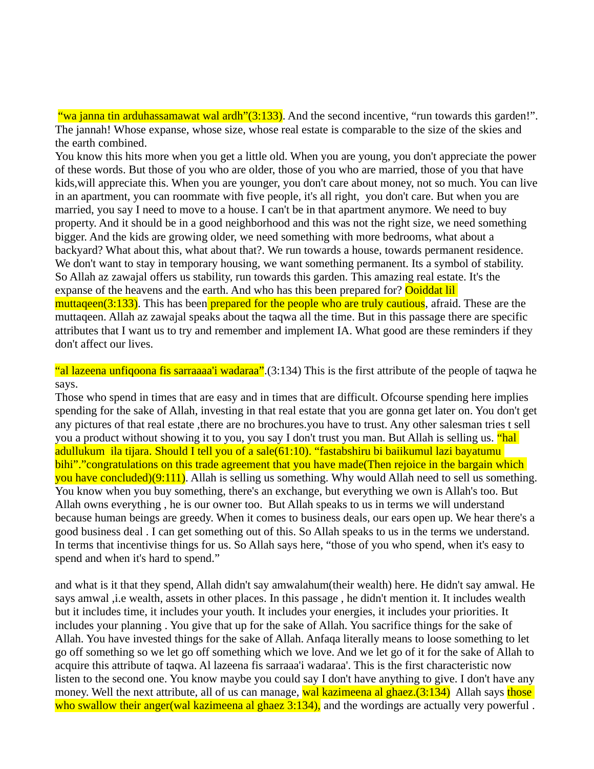“wa janna tin arduhassamawat wal ardh”(3:133). And the second incentive, “run towards this garden!”. The jannah! Whose expanse, whose size, whose real estate is comparable to the size of the skies and the earth combined.
You know this hits more when you get a little old. When you are young, you don't appreciate the power of these words. But those of you who are older, those of you who are married, those of you that have kids,will appreciate this. When you are younger, you don't care about money, not so much. You can live in an apartment, you can roommate with five people, it's all right,  you don't care. But when you are married, you say I need to move to a house. I can't be in that apartment anymore. We need to buy property. And it should be in a good neighborhood and this was not the right size, we need something bigger. And the kids are growing older, we need something with more bedrooms, what about a backyard? What about this, what about that?. We run towards a house, towards permanent residence. We don't want to stay in temporary housing, we want something permanent. Its a symbol of stability. So Allah az zawajal offers us stability, run towards this garden. This amazing real estate. It's the expanse of the heavens and the earth. And who has this been prepared for? Ooiddat lil muttaqeen(3:133). This has been prepared for the people who are truly cautious, afraid. These are the muttaqeen. Allah az zawajal speaks about the taqwa all the time. But in this passage there are specific attributes that I want us to try and remember and implement IA. What good are these reminders if they don't affect our lives.

“al lazeena unfiqoona fis sarraaaa'i wadaraa”.(3:134) This is the first attribute of the people of taqwa he says.
Those who spend in times that are easy and in times that are difficult. Ofcourse spending here implies spending for the sake of Allah, investing in that real estate that you are gonna get later on. You don't get any pictures of that real estate ,there are no brochures.you have to trust. Any other salesman tries t sell you a product without showing it to you, you say I don't trust you man. But Allah is selling us. “hal adullukum  ila tijara. Should I tell you of a sale(61:10). “fastabshiru bi baiikumul lazi bayatumu bihi”.”congratulations on this trade agreement that you have made(Then rejoice in the bargain which you have concluded)(9:111). Allah is selling us something. Why would Allah need to sell us something. You know when you buy something, there's an exchange, but everything we own is Allah's too. But Allah owns everything , he is our owner too.  But Allah speaks to us in terms we will understand because human beings are greedy. When it comes to business deals, our ears open up. We hear there's a good business deal . I can get something out of this. So Allah speaks to us in the terms we understand. In terms that incentivise things for us. So Allah says here, “those of you who spend, when it's easy to spend and when it's hard to spend.”

and what is it that they spend, Allah didn't say amwalahum(their wealth) here. He didn't say amwal. He says amwal ,i.e wealth, assets in other places. In this passage , he didn't mention it. It includes wealth but it includes time, it includes your youth. It includes your energies, it includes your priorities. It includes your planning . You give that up for the sake of Allah. You sacrifice things for the sake of Allah. You have invested things for the sake of Allah. Anfaqa literally means to loose something to let go off something so we let go off something which we love. And we let go of it for the sake of Allah to acquire this attribute of taqwa. Al lazeena fis sarraaa'i wadaraa'. This is the first characteristic now listen to the second one. You know maybe you could say I don't have anything to give. I don't have any money. Well the next attribute, all of us can manage, wal kazimeena al ghaez.(3:134)  Allah says those who swallow their anger(wal kazimeena al ghaez 3:134), and the wordings are actually very powerful .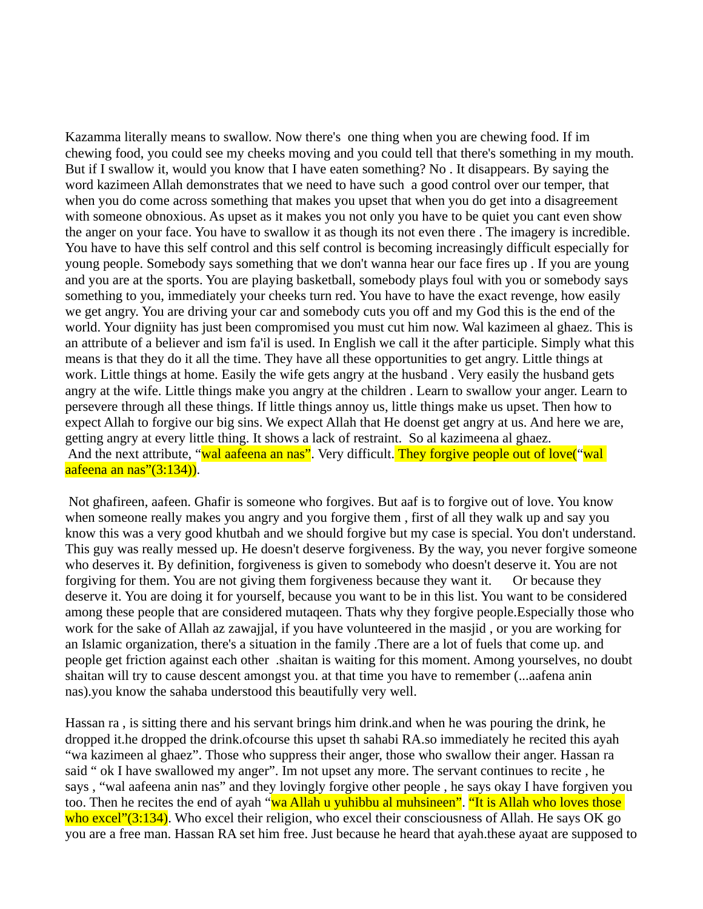Kazamma literally means to swallow. Now there's one thing when you are chewing food. If im chewing food, you could see my cheeks moving and you could tell that there's something in my mouth. But if I swallow it, would you know that I have eaten something? No . It disappears. By saying the word kazimeen Allah demonstrates that we need to have such a good control over our temper, that when you do come across something that makes you upset that when you do get into a disagreement with someone obnoxious. As upset as it makes you not only you have to be quiet you cant even show the anger on your face. You have to swallow it as though its not even there . The imagery is incredible. You have to have this self control and this self control is becoming increasingly difficult especially for young people. Somebody says something that we don't wanna hear our face fires up . If you are young and you are at the sports. You are playing basketball, somebody plays foul with you or somebody says something to you, immediately your cheeks turn red. You have to have the exact revenge, how easily we get angry. You are driving your car and somebody cuts you off and my God this is the end of the world. Your digniity has just been compromised you must cut him now. Wal kazimeen al ghaez. This is an attribute of a believer and ism fa'il is used. In English we call it the after participle. Simply what this means is that they do it all the time. They have all these opportunities to get angry. Little things at work. Little things at home. Easily the wife gets angry at the husband . Very easily the husband gets angry at the wife. Little things make you angry at the children . Learn to swallow your anger. Learn to persevere through all these things. If little things annoy us, little things make us upset. Then how to expect Allah to forgive our big sins. We expect Allah that He doenst get angry at us. And here we are, getting angry at every little thing. It shows a lack of restraint. So al kazimeena al ghaez.

And the next attribute, "wal aafeena an nas". Very difficult. They forgive people out of love("wal aafeena an nas"(3:134)).

Not ghafireen, aafeen. Ghafir is someone who forgives. But aaf is to forgive out of love. You know when someone really makes you angry and you forgive them , first of all they walk up and say you know this was a very good khutbah and we should forgive but my case is special. You don't understand. This guy was really messed up. He doesn't deserve forgiveness. By the way, you never forgive someone who deserves it. By definition, forgiveness is given to somebody who doesn't deserve it. You are not forgiving for them. You are not giving them forgiveness because they want it. Or because they deserve it. You are doing it for yourself, because you want to be in this list. You want to be considered among these people that are considered mutaqeen. Thats why they forgive people.Especially those who work for the sake of Allah az zawajjal, if you have volunteered in the masjid , or you are working for an Islamic organization, there's a situation in the family .There are a lot of fuels that come up. and people get friction against each other .shaitan is waiting for this moment. Among yourselves, no doubt shaitan will try to cause descent amongst you. at that time you have to remember (...aafena anin nas).you know the sahaba understood this beautifully very well.

Hassan ra , is sitting there and his servant brings him drink.and when he was pouring the drink, he dropped it.he dropped the drink.ofcourse this upset th sahabi RA.so immediately he recited this ayah "wa kazimeen al ghaez". Those who suppress their anger, those who swallow their anger. Hassan ra said " ok I have swallowed my anger". Im not upset any more. The servant continues to recite , he says , "wal aafeena anin nas" and they lovingly forgive other people , he says okay I have forgiven you too. Then he recites the end of ayah "wa Allah u yuhibbu al muhsineen". "It is Allah who loves those who excel"(3:134). Who excel their religion, who excel their consciousness of Allah. He says OK go you are a free man. Hassan RA set him free. Just because he heard that ayah.these ayaat are supposed to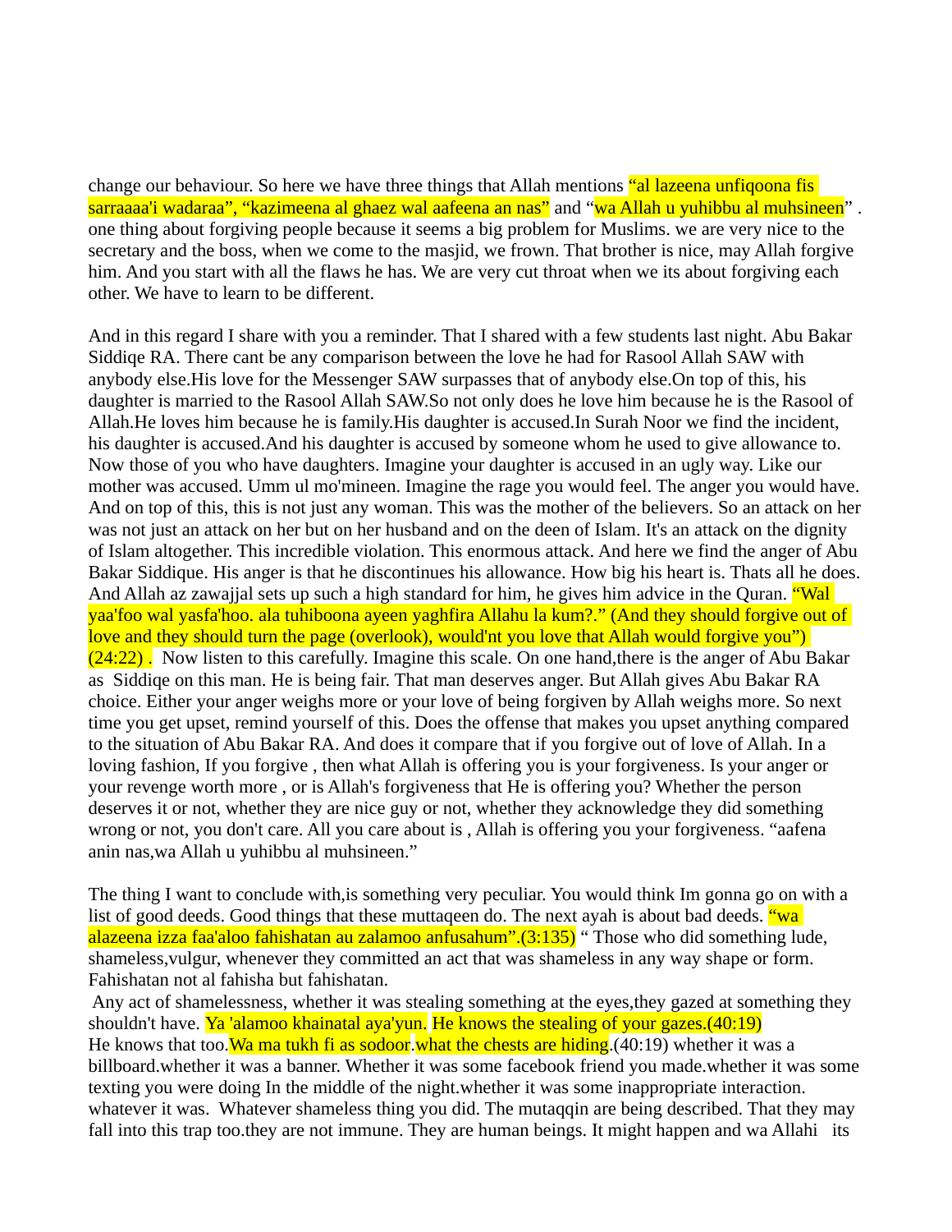change our behaviour. So here we have three things that Allah mentions “al lazeena unfiqoona fis sarraaaa'i wadaraa”, “kazimeena al ghaez wal aafeena an nas” and “wa Allah u yuhibbu al muhsineen” . one thing about forgiving people because it seems a big problem for Muslims. we are very nice to the secretary and the boss, when we come to the masjid, we frown. That brother is nice, may Allah forgive him. And you start with all the flaws he has. We are very cut throat when we its about forgiving each other. We have to learn to be different.

And in this regard I share with you a reminder. That I shared with a few students last night. Abu Bakar Siddiqe RA. There cant be any comparison between the love he had for Rasool Allah SAW with anybody else.His love for the Messenger SAW surpasses that of anybody else.On top of this, his daughter is married to the Rasool Allah SAW.So not only does he love him because he is the Rasool of Allah.He loves him because he is family.His daughter is accused.In Surah Noor we find the incident, his daughter is accused.And his daughter is accused by someone whom he used to give allowance to. Now those of you who have daughters. Imagine your daughter is accused in an ugly way. Like our mother was accused. Umm ul mo'mineen. Imagine the rage you would feel. The anger you would have. And on top of this, this is not just any woman. This was the mother of the believers. So an attack on her was not just an attack on her but on her husband and on the deen of Islam. It's an attack on the dignity of Islam altogether. This incredible violation. This enormous attack. And here we find the anger of Abu Bakar Siddique. His anger is that he discontinues his allowance. How big his heart is. Thats all he does. And Allah az zawajjal sets up such a high standard for him, he gives him advice in the Quran. “Wal yaa'foo wal yasfa'hoo. ala tuhiboona ayeen yaghfira Allahu la kum?.” (And they should forgive out of love and they should turn the page (overlook), would'nt you love that Allah would forgive you”) (24:22) . Now listen to this carefully. Imagine this scale. On one hand,there is the anger of Abu Bakar as Siddiqe on this man. He is being fair. That man deserves anger. But Allah gives Abu Bakar RA choice. Either your anger weighs more or your love of being forgiven by Allah weighs more. So next time you get upset, remind yourself of this. Does the offense that makes you upset anything compared to the situation of Abu Bakar RA. And does it compare that if you forgive out of love of Allah. In a loving fashion, If you forgive , then what Allah is offering you is your forgiveness. Is your anger or your revenge worth more , or is Allah's forgiveness that He is offering you? Whether the person deserves it or not, whether they are nice guy or not, whether they acknowledge they did something wrong or not, you don't care. All you care about is , Allah is offering you your forgiveness. “aafena anin nas,wa Allah u yuhibbu al muhsineen.”

The thing I want to conclude with,is something very peculiar. You would think Im gonna go on with a list of good deeds. Good things that these muttaqeen do. The next ayah is about bad deeds. “wa alazeena izza faa'aloo fahishatan au zalamoo anfusahum”.(3:135) “ Those who did something lude, shameless,vulgur, whenever they committed an act that was shameless in any way shape or form. Fahishatan not al fahisha but fahishatan.

Any act of shamelessness, whether it was stealing something at the eyes,they gazed at something they shouldn't have. Ya 'alamoo khainatal aya'yun. He knows the stealing of your gazes.(40:19) He knows that too.Wa ma tukh fi as sodoor.what the chests are hiding.(40:19) whether it was a billboard.whether it was a banner. Whether it was some facebook friend you made.whether it was some texting you were doing In the middle of the night.whether it was some inappropriate interaction. whatever it was. Whatever shameless thing you did. The mutaqqin are being described. That they may fall into this trap too.they are not immune. They are human beings. It might happen and wa Allahi its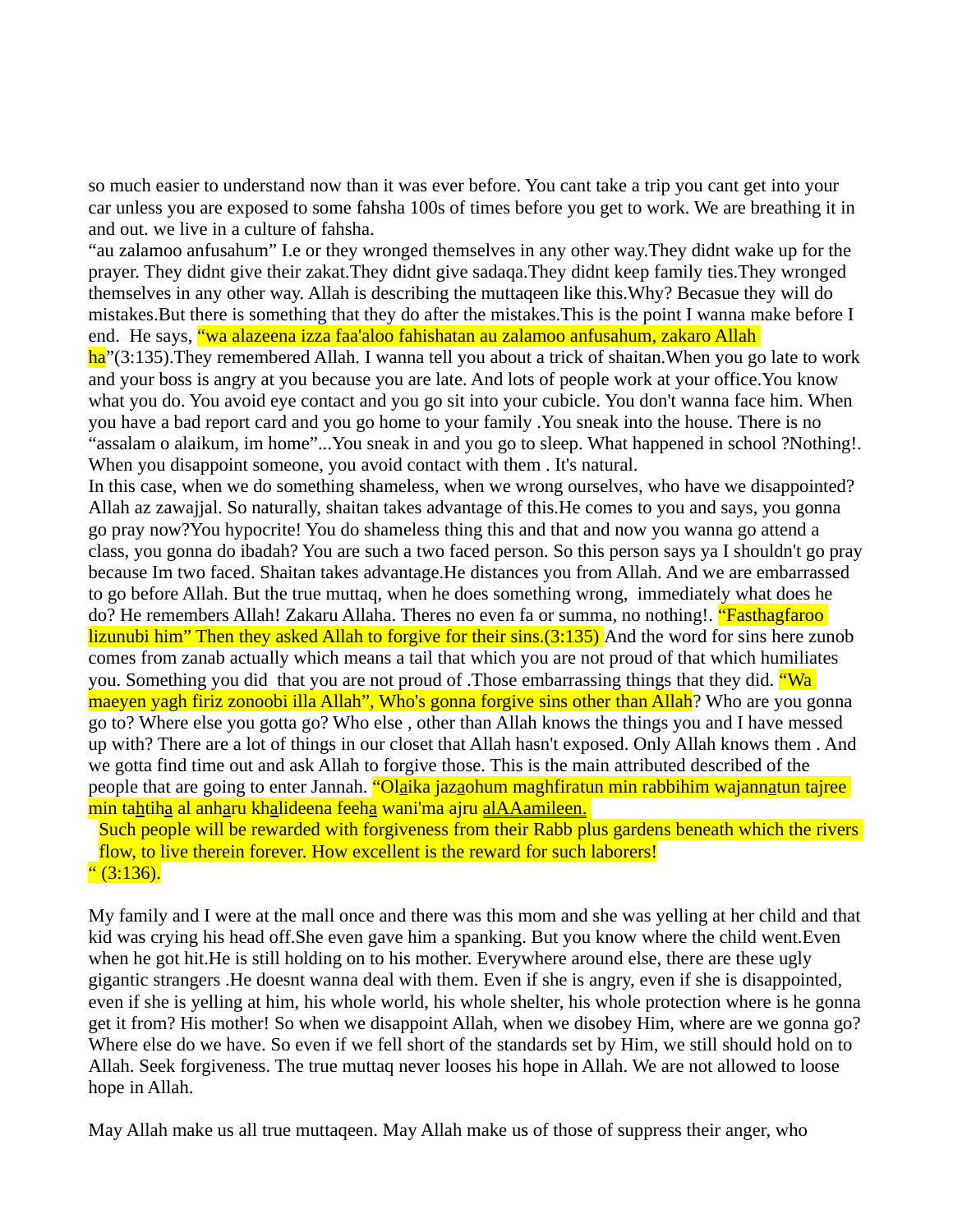so much easier to understand now than it was ever before. You cant take a trip you cant get into your car unless you are exposed to some fahsha 100s of times before you get to work. We are breathing it in and out. we live in a culture of fahsha.

"au zalamoo anfusahum" I.e or they wronged themselves in any other way.They didnt wake up for the prayer. They didnt give their zakat.They didnt give sadaqa.They didnt keep family ties.They wronged themselves in any other way. Allah is describing the muttaqeen like this.Why? Becasue they will do mistakes.But there is something that they do after the mistakes.This is the point I wanna make before I end. He says, "wa alazeena izza faa'aloo fahishatan au zalamoo anfusahum, zakaro Allah ha"(3:135).They remembered Allah. I wanna tell you about a trick of shaitan.When you go late to work and your boss is angry at you because you are late. And lots of people work at your office.You know what you do. You avoid eye contact and you go sit into your cubicle. You don't wanna face him. When you have a bad report card and you go home to your family .You sneak into the house. There is no "assalam o alaikum, im home"...You sneak in and you go to sleep. What happened in school ?Nothing!. When you disappoint someone, you avoid contact with them . It's natural.

In this case, when we do something shameless, when we wrong ourselves, who have we disappointed? Allah az zawajjal. So naturally, shaitan takes advantage of this.He comes to you and says, you gonna go pray now?You hypocrite! You do shameless thing this and that and now you wanna go attend a class, you gonna do ibadah? You are such a two faced person. So this person says ya I shouldn't go pray because Im two faced. Shaitan takes advantage.He distances you from Allah. And we are embarrassed to go before Allah. But the true muttaq, when he does something wrong, immediately what does he do? He remembers Allah! Zakaru Allaha. Theres no even fa or summa, no nothing!. "Fasthagfaroo lizunubi him" Then they asked Allah to forgive for their sins.(3:135) And the word for sins here zunob comes from zanab actually which means a tail that which you are not proud of that which humiliates you. Something you did that you are not proud of .Those embarrassing things that they did. "Wa maeyen yagh firiz zonoobi illa Allah", Who's gonna forgive sins other than Allah? Who are you gonna go to? Where else you gotta go? Who else , other than Allah knows the things you and I have messed up with? There are a lot of things in our closet that Allah hasn't exposed. Only Allah knows them . And we gotta find time out and ask Allah to forgive those. This is the main attributed described of the people that are going to enter Jannah. "Olaika jazaohum maghfiratun min rabbihim wajannatun tajree min tahtiha al anharu khalideena feeha wani'ma ajru alAAamileen.

Such people will be rewarded with forgiveness from their Rabb plus gardens beneath which the rivers flow, to live therein forever. How excellent is the reward for such laborers!

" (3:136).

My family and I were at the mall once and there was this mom and she was yelling at her child and that kid was crying his head off.She even gave him a spanking. But you know where the child went.Even when he got hit.He is still holding on to his mother. Everywhere around else, there are these ugly gigantic strangers .He doesnt wanna deal with them. Even if she is angry, even if she is disappointed, even if she is yelling at him, his whole world, his whole shelter, his whole protection where is he gonna get it from? His mother! So when we disappoint Allah, when we disobey Him, where are we gonna go? Where else do we have. So even if we fell short of the standards set by Him, we still should hold on to Allah. Seek forgiveness. The true muttaq never looses his hope in Allah. We are not allowed to loose hope in Allah.

May Allah make us all true muttaqeen. May Allah make us of those of suppress their anger, who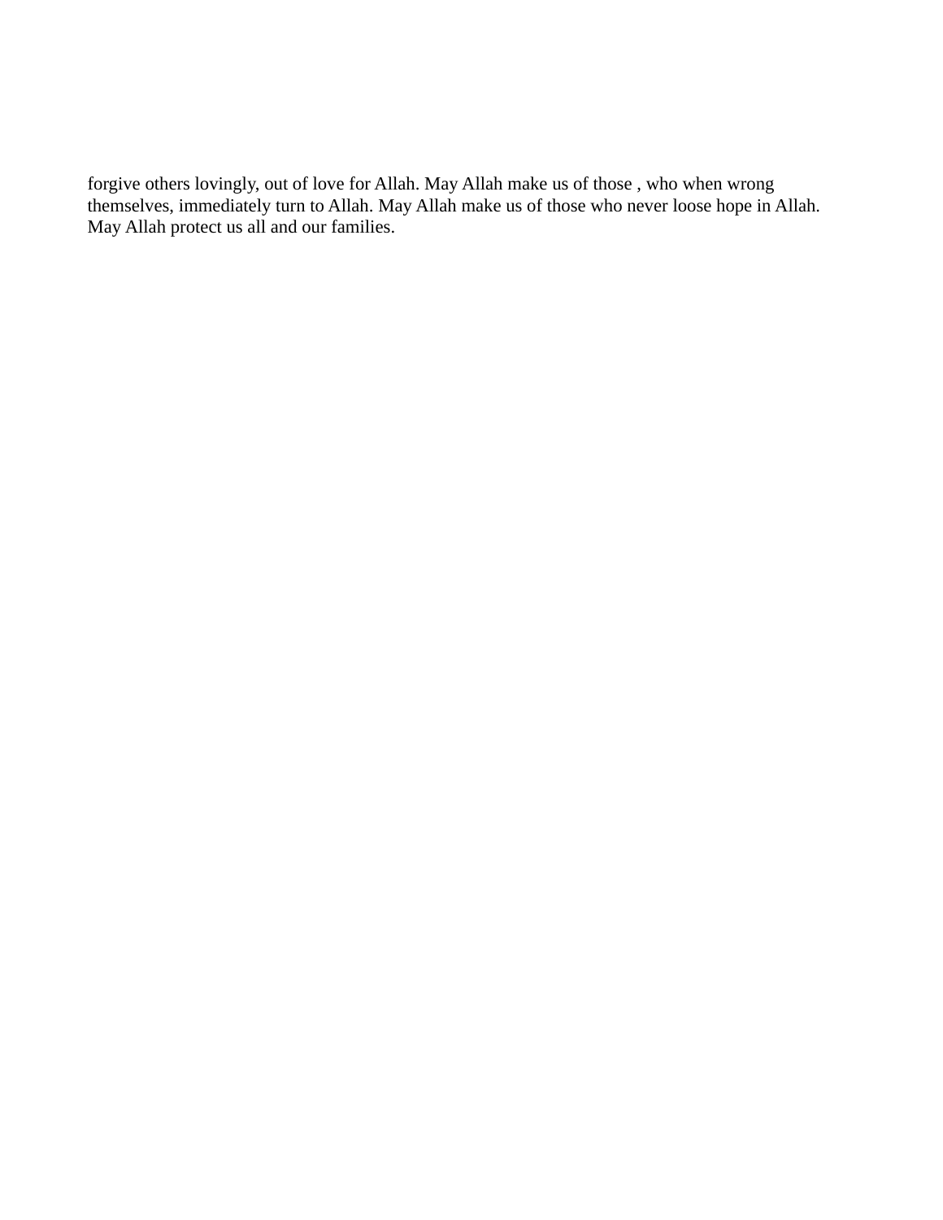forgive others lovingly, out of love for Allah. May Allah make us of those , who when wrong themselves, immediately turn to Allah. May Allah make us of those who never loose hope in Allah. May Allah protect us all and our families.